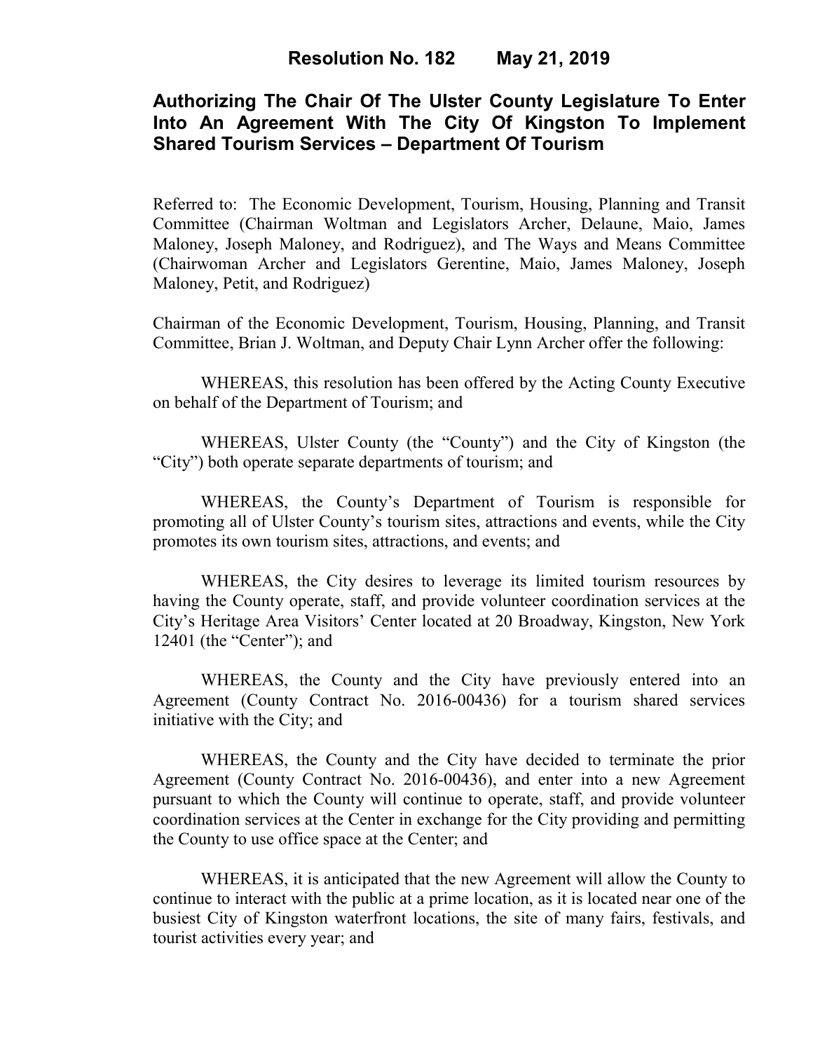# Resolution No. 182 May 21, 2019

## Authorizing The Chair Of The Ulster County Legislature To Enter Into An Agreement With The City Of Kingston To Implement Shared Tourism Services – Department Of Tourism

Referred to: The Economic Development, Tourism, Housing, Planning and Transit Committee (Chairman Woltman and Legislators Archer, Delaune, Maio, James Maloney, Joseph Maloney, and Rodriguez), and The Ways and Means Committee (Chairwoman Archer and Legislators Gerentine, Maio, James Maloney, Joseph Maloney, Petit, and Rodriguez)

Chairman of the Economic Development, Tourism, Housing, Planning, and Transit Committee, Brian J. Woltman, and Deputy Chair Lynn Archer offer the following:

WHEREAS, this resolution has been offered by the Acting County Executive on behalf of the Department of Tourism; and

WHEREAS, Ulster County (the "County") and the City of Kingston (the "City") both operate separate departments of tourism; and

WHEREAS, the County's Department of Tourism is responsible for promoting all of Ulster County's tourism sites, attractions and events, while the City promotes its own tourism sites, attractions, and events; and

WHEREAS, the City desires to leverage its limited tourism resources by having the County operate, staff, and provide volunteer coordination services at the City's Heritage Area Visitors' Center located at 20 Broadway, Kingston, New York 12401 (the "Center"); and

WHEREAS, the County and the City have previously entered into an Agreement (County Contract No. 2016-00436) for a tourism shared services initiative with the City; and

WHEREAS, the County and the City have decided to terminate the prior Agreement (County Contract No. 2016-00436), and enter into a new Agreement pursuant to which the County will continue to operate, staff, and provide volunteer coordination services at the Center in exchange for the City providing and permitting the County to use office space at the Center; and

WHEREAS, it is anticipated that the new Agreement will allow the County to continue to interact with the public at a prime location, as it is located near one of the busiest City of Kingston waterfront locations, the site of many fairs, festivals, and tourist activities every year; and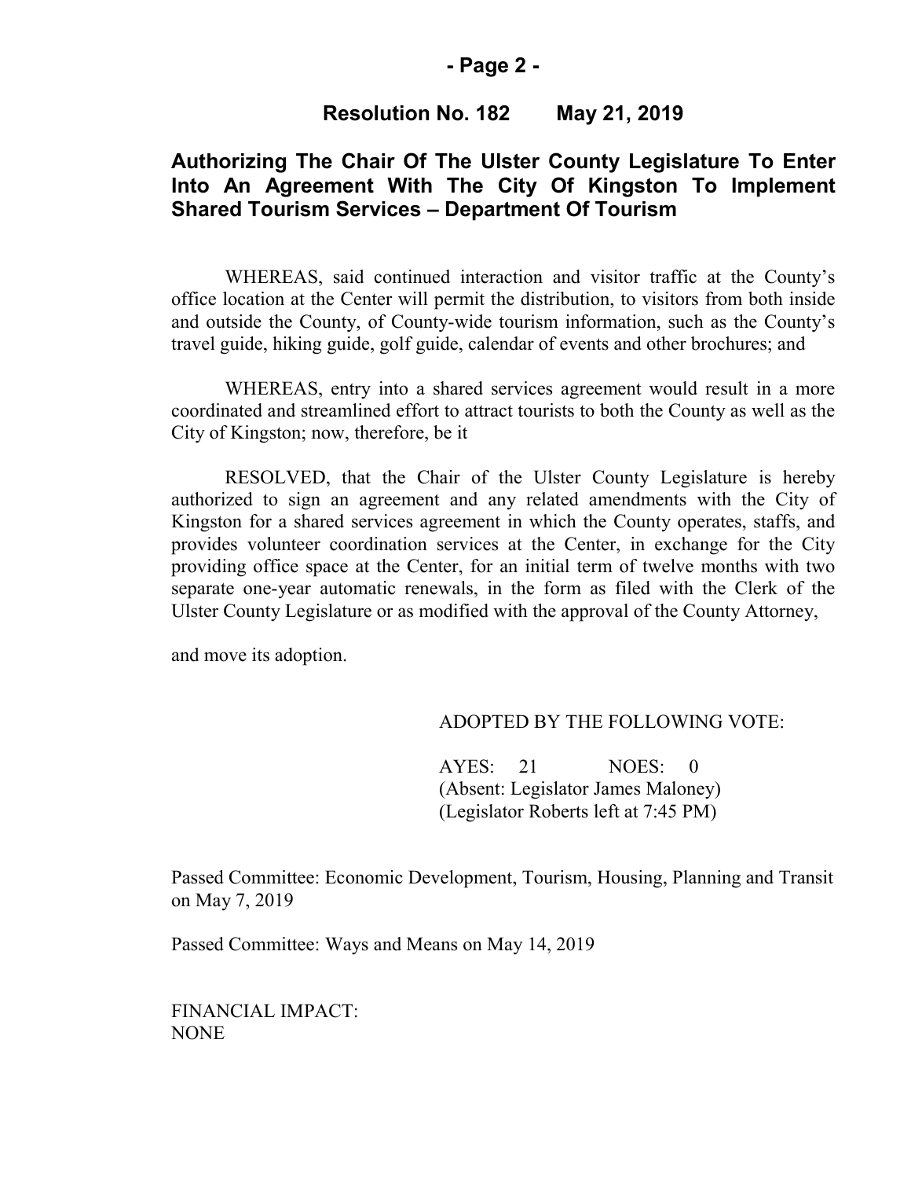## Resolution No. 182 May 21, 2019

## Authorizing The Chair Of The Ulster County Legislature To Enter Into An Agreement With The City Of Kingston To Implement Shared Tourism Services – Department Of Tourism

WHEREAS, said continued interaction and visitor traffic at the County's office location at the Center will permit the distribution, to visitors from both inside and outside the County, of County-wide tourism information, such as the County's travel guide, hiking guide, golf guide, calendar of events and other brochures; and

WHEREAS, entry into a shared services agreement would result in a more coordinated and streamlined effort to attract tourists to both the County as well as the City of Kingston; now, therefore, be it

RESOLVED, that the Chair of the Ulster County Legislature is hereby authorized to sign an agreement and any related amendments with the City of Kingston for a shared services agreement in which the County operates, staffs, and provides volunteer coordination services at the Center, in exchange for the City providing office space at the Center, for an initial term of twelve months with two separate one-year automatic renewals, in the form as filed with the Clerk of the Ulster County Legislature or as modified with the approval of the County Attorney,

and move its adoption.

ADOPTED BY THE FOLLOWING VOTE:

AYES: 21 NOES: 0
(Absent: Legislator James Maloney)
(Legislator Roberts left at 7:45 PM)

Passed Committee: Economic Development, Tourism, Housing, Planning and Transit on May 7, 2019

Passed Committee: Ways and Means on May 14, 2019

FINANCIAL IMPACT:
NONE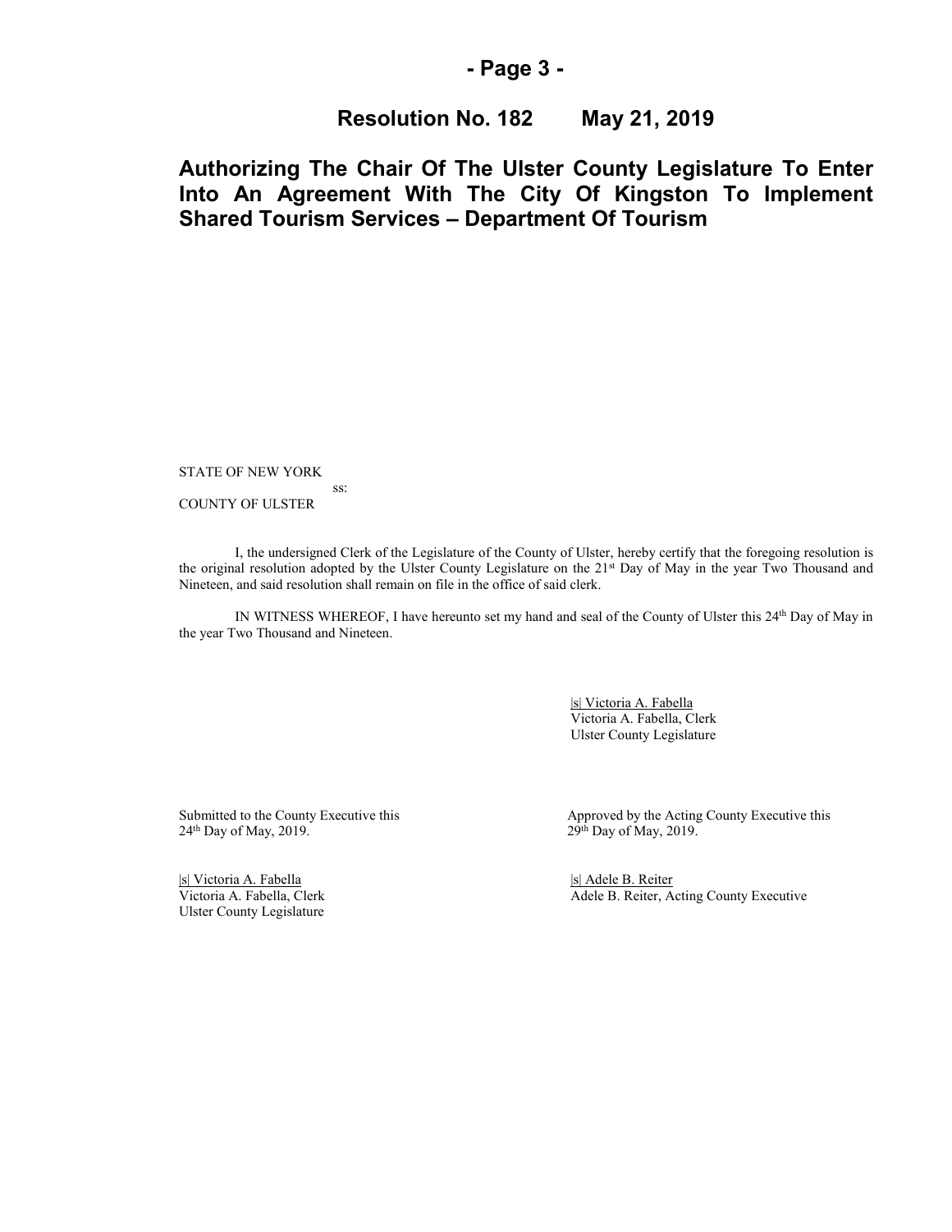## Resolution No. 182 May 21, 2019

# Authorizing The Chair Of The Ulster County Legislature To Enter Into An Agreement With The City Of Kingston To Implement Shared Tourism Services – Department Of Tourism

STATE OF NEW YORK
ss:
COUNTY OF ULSTER

I, the undersigned Clerk of the Legislature of the County of Ulster, hereby certify that the foregoing resolution is the original resolution adopted by the Ulster County Legislature on the 21st Day of May in the year Two Thousand and Nineteen, and said resolution shall remain on file in the office of said clerk.

IN WITNESS WHEREOF, I have hereunto set my hand and seal of the County of Ulster this 24th Day of May in the year Two Thousand and Nineteen.

|s| Victoria A. Fabella
Victoria A. Fabella, Clerk
Ulster County Legislature

Submitted to the County Executive this 24th Day of May, 2019.

|s| Victoria A. Fabella
Victoria A. Fabella, Clerk
Ulster County Legislature

Approved by the Acting County Executive this 29th Day of May, 2019.

|s| Adele B. Reiter
Adele B. Reiter, Acting County Executive